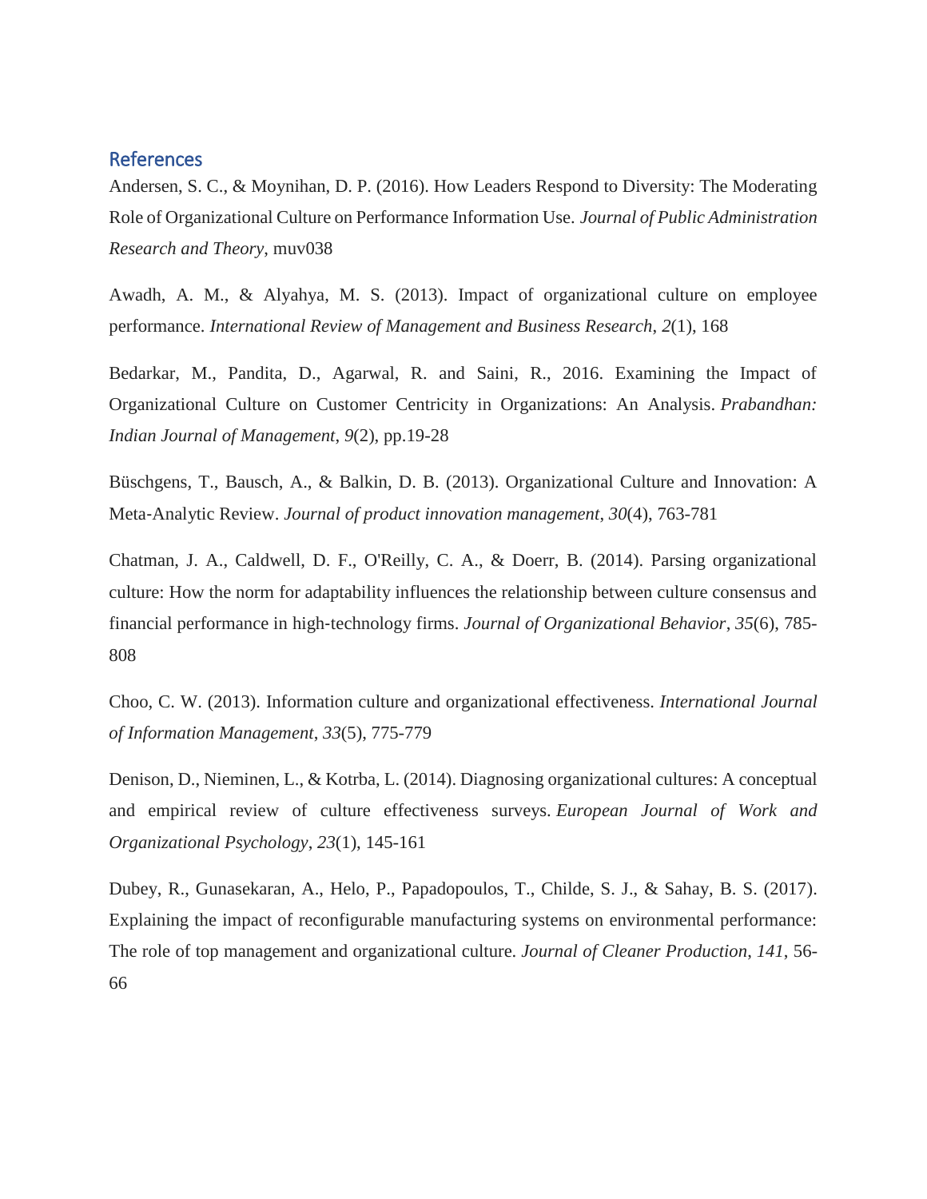## References

Andersen, S. C., & Moynihan, D. P. (2016). How Leaders Respond to Diversity: The Moderating Role of Organizational Culture on Performance Information Use. *Journal of Public Administration Research and Theory*, muv038

Awadh, A. M., & Alyahya, M. S. (2013). Impact of organizational culture on employee performance. *International Review of Management and Business Research*, *2*(1), 168

Bedarkar, M., Pandita, D., Agarwal, R. and Saini, R., 2016. Examining the Impact of Organizational Culture on Customer Centricity in Organizations: An Analysis. *Prabandhan: Indian Journal of Management*, *9*(2), pp.19-28

Büschgens, T., Bausch, A., & Balkin, D. B. (2013). Organizational Culture and Innovation: A Meta‐Analytic Review. *Journal of product innovation management*, *30*(4), 763-781

Chatman, J. A., Caldwell, D. F., O'Reilly, C. A., & Doerr, B. (2014). Parsing organizational culture: How the norm for adaptability influences the relationship between culture consensus and financial performance in high‐technology firms. *Journal of Organizational Behavior*, *35*(6), 785-808

Choo, C. W. (2013). Information culture and organizational effectiveness. *International Journal of Information Management*, *33*(5), 775-779

Denison, D., Nieminen, L., & Kotrba, L. (2014). Diagnosing organizational cultures: A conceptual and empirical review of culture effectiveness surveys. *European Journal of Work and Organizational Psychology*, *23*(1), 145-161

Dubey, R., Gunasekaran, A., Helo, P., Papadopoulos, T., Childe, S. J., & Sahay, B. S. (2017). Explaining the impact of reconfigurable manufacturing systems on environmental performance: The role of top management and organizational culture. *Journal of Cleaner Production*, *141*, 56-66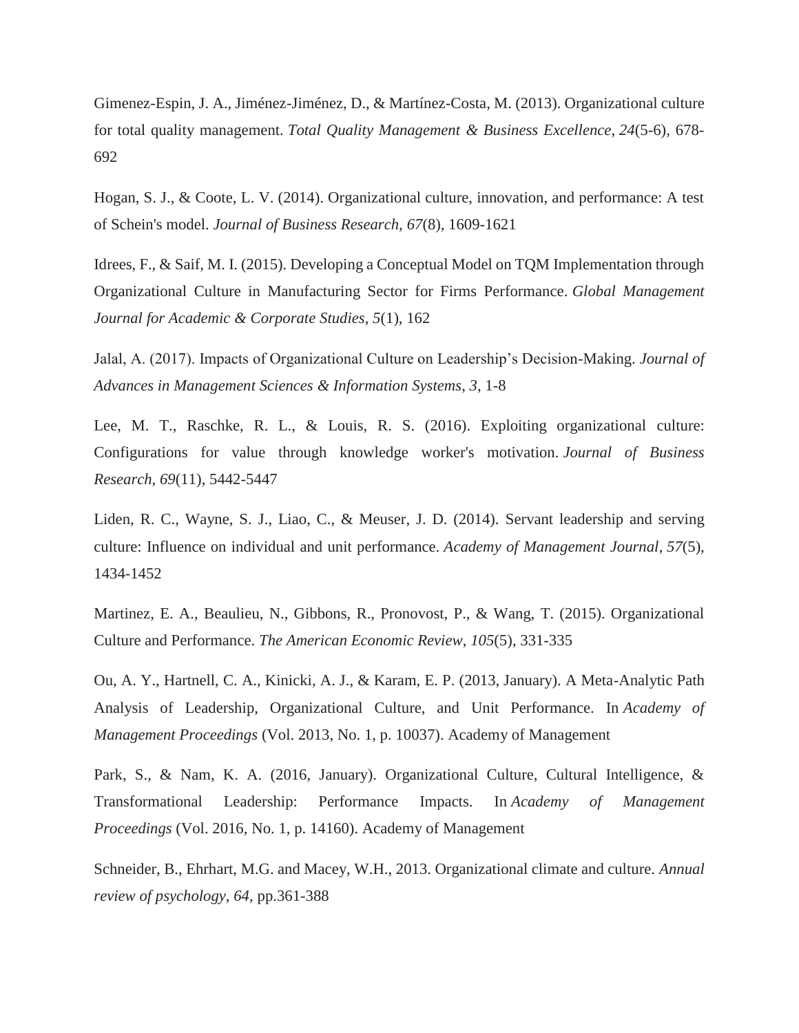Gimenez-Espin, J. A., Jiménez-Jiménez, D., & Martínez-Costa, M. (2013). Organizational culture for total quality management. *Total Quality Management & Business Excellence*, *24*(5-6), 678-692

Hogan, S. J., & Coote, L. V. (2014). Organizational culture, innovation, and performance: A test of Schein's model. *Journal of Business Research*, *67*(8), 1609-1621

Idrees, F., & Saif, M. I. (2015). Developing a Conceptual Model on TQM Implementation through Organizational Culture in Manufacturing Sector for Firms Performance. *Global Management Journal for Academic & Corporate Studies*, *5*(1), 162

Jalal, A. (2017). Impacts of Organizational Culture on Leadership's Decision-Making. *Journal of Advances in Management Sciences & Information Systems*, *3*, 1-8

Lee, M. T., Raschke, R. L., & Louis, R. S. (2016). Exploiting organizational culture: Configurations for value through knowledge worker's motivation. *Journal of Business Research*, *69*(11), 5442-5447

Liden, R. C., Wayne, S. J., Liao, C., & Meuser, J. D. (2014). Servant leadership and serving culture: Influence on individual and unit performance. *Academy of Management Journal*, *57*(5), 1434-1452

Martinez, E. A., Beaulieu, N., Gibbons, R., Pronovost, P., & Wang, T. (2015). Organizational Culture and Performance. *The American Economic Review*, *105*(5), 331-335

Ou, A. Y., Hartnell, C. A., Kinicki, A. J., & Karam, E. P. (2013, January). A Meta-Analytic Path Analysis of Leadership, Organizational Culture, and Unit Performance. In *Academy of Management Proceedings* (Vol. 2013, No. 1, p. 10037). Academy of Management

Park, S., & Nam, K. A. (2016, January). Organizational Culture, Cultural Intelligence, & Transformational Leadership: Performance Impacts. In *Academy of Management Proceedings* (Vol. 2016, No. 1, p. 14160). Academy of Management

Schneider, B., Ehrhart, M.G. and Macey, W.H., 2013. Organizational climate and culture. *Annual review of psychology*, *64*, pp.361-388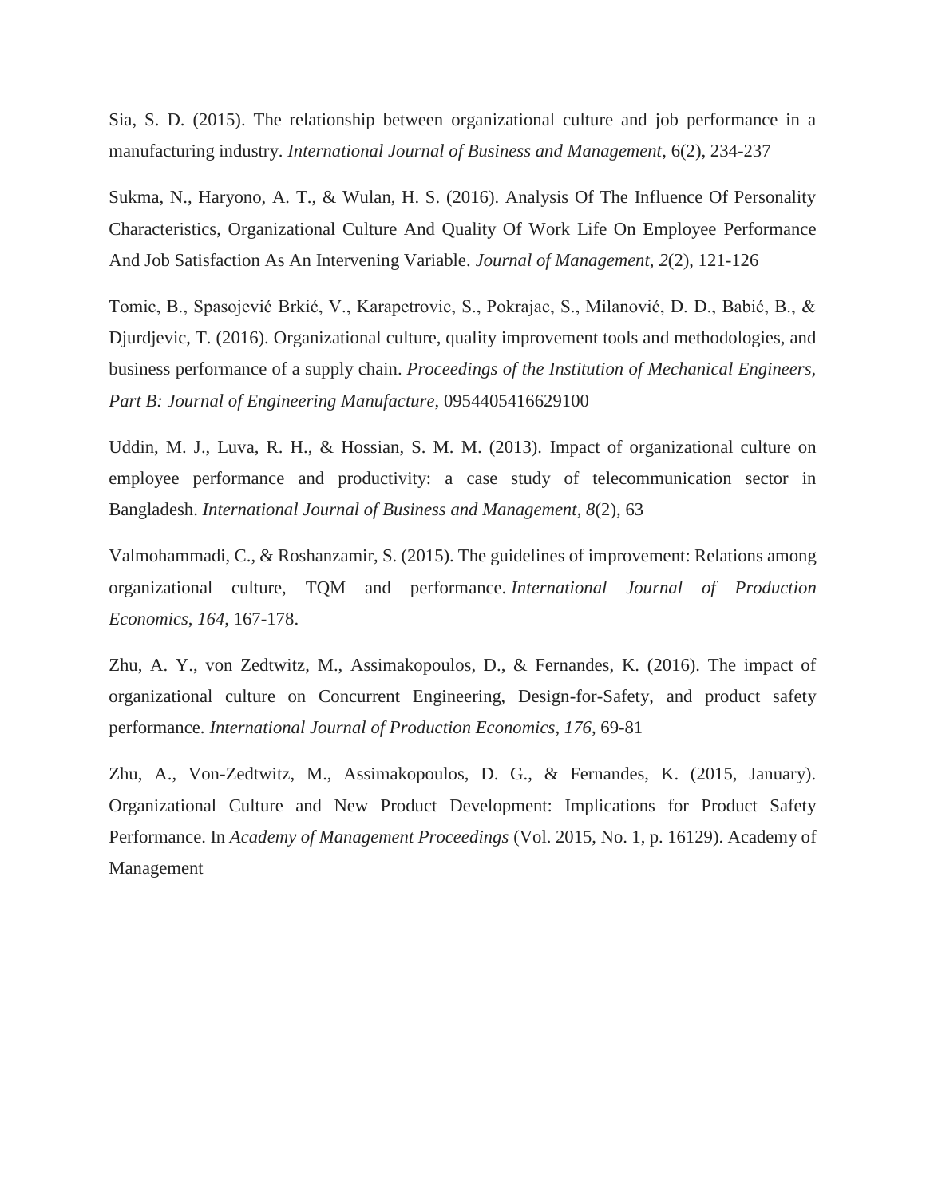Sia, S. D. (2015). The relationship between organizational culture and job performance in a manufacturing industry. *International Journal of Business and Management*, 6(2), 234-237

Sukma, N., Haryono, A. T., & Wulan, H. S. (2016). Analysis Of The Influence Of Personality Characteristics, Organizational Culture And Quality Of Work Life On Employee Performance And Job Satisfaction As An Intervening Variable. *Journal of Management*, *2*(2), 121-126

Tomic, B., Spasojević Brkić, V., Karapetrovic, S., Pokrajac, S., Milanović, D. D., Babić, B., & Djurdjevic, T. (2016). Organizational culture, quality improvement tools and methodologies, and business performance of a supply chain. *Proceedings of the Institution of Mechanical Engineers, Part B: Journal of Engineering Manufacture*, 0954405416629100

Uddin, M. J., Luva, R. H., & Hossian, S. M. M. (2013). Impact of organizational culture on employee performance and productivity: a case study of telecommunication sector in Bangladesh. *International Journal of Business and Management*, *8*(2), 63

Valmohammadi, C., & Roshanzamir, S. (2015). The guidelines of improvement: Relations among organizational culture, TQM and performance. *International Journal of Production Economics*, *164*, 167-178.

Zhu, A. Y., von Zedtwitz, M., Assimakopoulos, D., & Fernandes, K. (2016). The impact of organizational culture on Concurrent Engineering, Design-for-Safety, and product safety performance. *International Journal of Production Economics*, *176*, 69-81

Zhu, A., Von-Zedtwitz, M., Assimakopoulos, D. G., & Fernandes, K. (2015, January). Organizational Culture and New Product Development: Implications for Product Safety Performance. In *Academy of Management Proceedings* (Vol. 2015, No. 1, p. 16129). Academy of Management